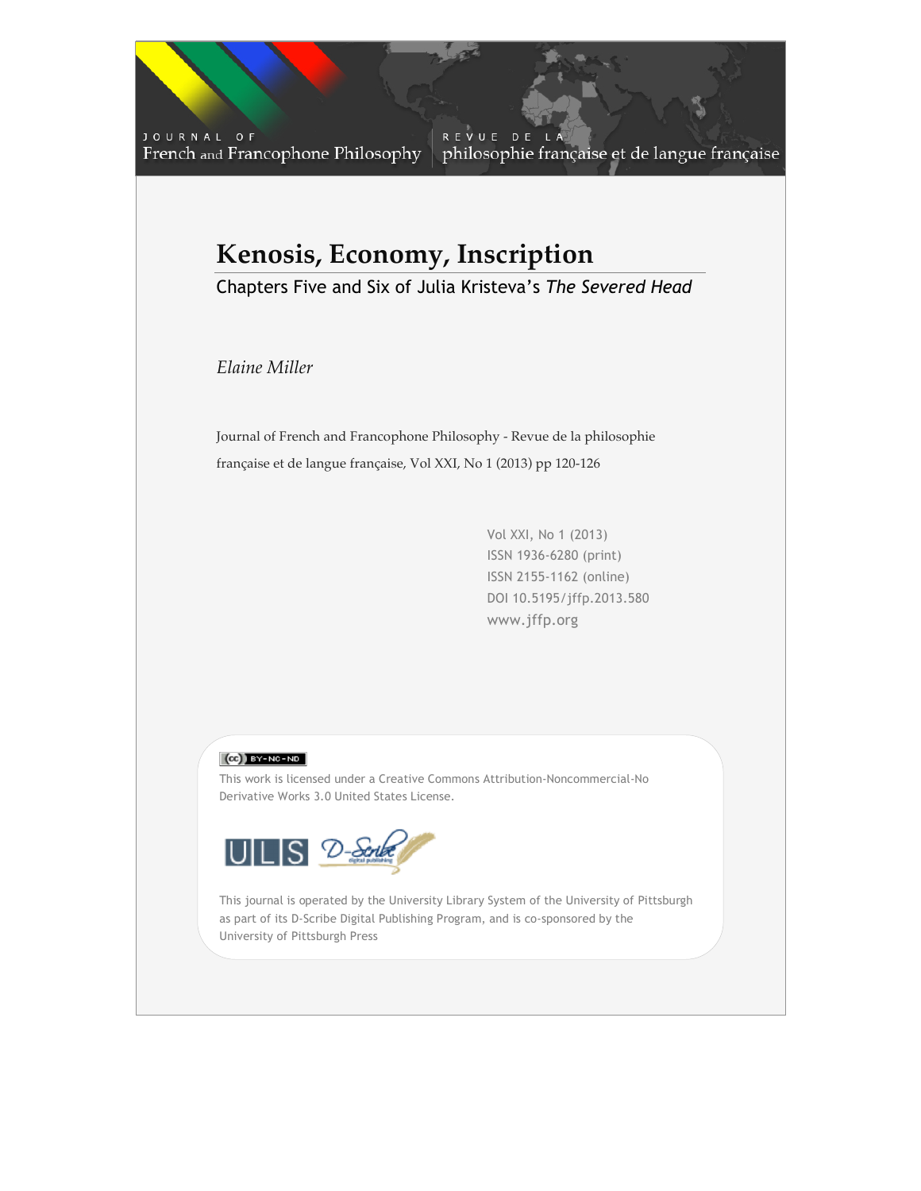JOURNAL OF French and Francophone Philosophy | REVUE DE LA philosophie française et de langue française

# Kenosis, Economy, Inscription

## Chapters Five and Six of Julia Kristeva's *The Severed Head*

*Elaine Miller*

Journal of French and Francophone Philosophy - Revue de la philosophie française et de langue française, Vol XXI, No 1 (2013) pp 120-126

Vol XXI, No 1 (2013)
ISSN 1936-6280 (print)
ISSN 2155-1162 (online)
DOI 10.5195/jffp.2013.580
www.jffp.org

(cc) BY-NC-ND

This work is licensed under a Creative Commons Attribution-Noncommercial-No Derivative Works 3.0 United States License.

ULS D-Scribe digital publishing

This journal is operated by the University Library System of the University of Pittsburgh as part of its D-Scribe Digital Publishing Program, and is co-sponsored by the University of Pittsburgh Press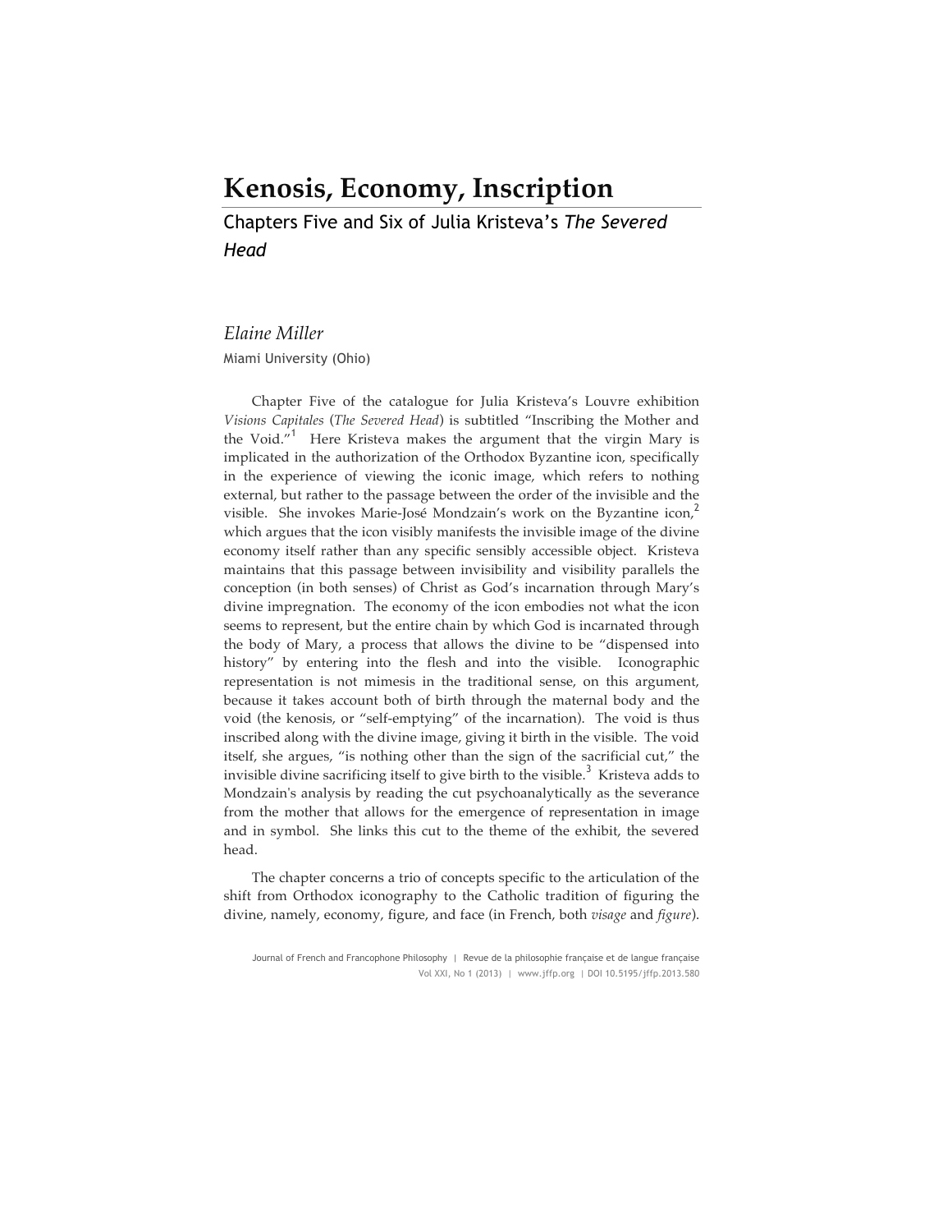# Kenosis, Economy, Inscription

## Chapters Five and Six of Julia Kristeva's *The Severed Head*

*Elaine Miller*

Miami University (Ohio)

Chapter Five of the catalogue for Julia Kristeva's Louvre exhibition *Visions Capitales* (*The Severed Head*) is subtitled "Inscribing the Mother and the Void."[1] Here Kristeva makes the argument that the virgin Mary is implicated in the authorization of the Orthodox Byzantine icon, specifically in the experience of viewing the iconic image, which refers to nothing external, but rather to the passage between the order of the invisible and the visible. She invokes Marie-José Mondzain's work on the Byzantine icon,[2] which argues that the icon visibly manifests the invisible image of the divine economy itself rather than any specific sensibly accessible object. Kristeva maintains that this passage between invisibility and visibility parallels the conception (in both senses) of Christ as God's incarnation through Mary's divine impregnation. The economy of the icon embodies not what the icon seems to represent, but the entire chain by which God is incarnated through the body of Mary, a process that allows the divine to be "dispensed into history" by entering into the flesh and into the visible. Iconographic representation is not mimesis in the traditional sense, on this argument, because it takes account both of birth through the maternal body and the void (the kenosis, or "self-emptying" of the incarnation). The void is thus inscribed along with the divine image, giving it birth in the visible. The void itself, she argues, "is nothing other than the sign of the sacrificial cut," the invisible divine sacrificing itself to give birth to the visible.[3] Kristeva adds to Mondzain's analysis by reading the cut psychoanalytically as the severance from the mother that allows for the emergence of representation in image and in symbol. She links this cut to the theme of the exhibit, the severed head.

The chapter concerns a trio of concepts specific to the articulation of the shift from Orthodox iconography to the Catholic tradition of figuring the divine, namely, economy, figure, and face (in French, both *visage* and *figure*).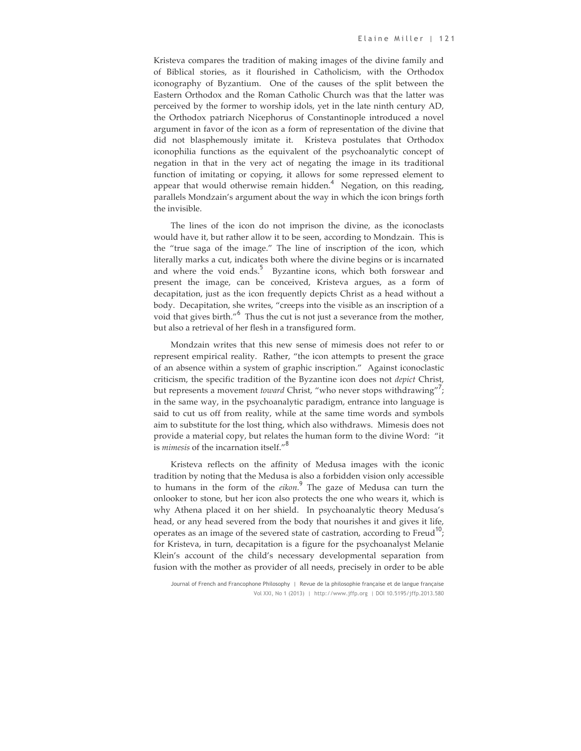Kristeva compares the tradition of making images of the divine family and of Biblical stories, as it flourished in Catholicism, with the Orthodox iconography of Byzantium. One of the causes of the split between the Eastern Orthodox and the Roman Catholic Church was that the latter was perceived by the former to worship idols, yet in the late ninth century AD, the Orthodox patriarch Nicephorus of Constantinople introduced a novel argument in favor of the icon as a form of representation of the divine that did not blasphemously imitate it. Kristeva postulates that Orthodox iconophilia functions as the equivalent of the psychoanalytic concept of negation in that in the very act of negating the image in its traditional function of imitating or copying, it allows for some repressed element to appear that would otherwise remain hidden.[4] Negation, on this reading, parallels Mondzain's argument about the way in which the icon brings forth the invisible.

The lines of the icon do not imprison the divine, as the iconoclasts would have it, but rather allow it to be seen, according to Mondzain. This is the "true saga of the image." The line of inscription of the icon, which literally marks a cut, indicates both where the divine begins or is incarnated and where the void ends.[5] Byzantine icons, which both forswear and present the image, can be conceived, Kristeva argues, as a form of decapitation, just as the icon frequently depicts Christ as a head without a body. Decapitation, she writes, "creeps into the visible as an inscription of a void that gives birth."[6] Thus the cut is not just a severance from the mother, but also a retrieval of her flesh in a transfigured form.

Mondzain writes that this new sense of mimesis does not refer to or represent empirical reality. Rather, "the icon attempts to present the grace of an absence within a system of graphic inscription." Against iconoclastic criticism, the specific tradition of the Byzantine icon does not *depict* Christ, but represents a movement *toward* Christ, "who never stops withdrawing"[7]; in the same way, in the psychoanalytic paradigm, entrance into language is said to cut us off from reality, while at the same time words and symbols aim to substitute for the lost thing, which also withdraws. Mimesis does not provide a material copy, but relates the human form to the divine Word: "it is *mimesis* of the incarnation itself."[8]

Kristeva reflects on the affinity of Medusa images with the iconic tradition by noting that the Medusa is also a forbidden vision only accessible to humans in the form of the *eikon*.[9] The gaze of Medusa can turn the onlooker to stone, but her icon also protects the one who wears it, which is why Athena placed it on her shield. In psychoanalytic theory Medusa's head, or any head severed from the body that nourishes it and gives it life, operates as an image of the severed state of castration, according to Freud[10]; for Kristeva, in turn, decapitation is a figure for the psychoanalyst Melanie Klein's account of the child's necessary developmental separation from fusion with the mother as provider of all needs, precisely in order to be able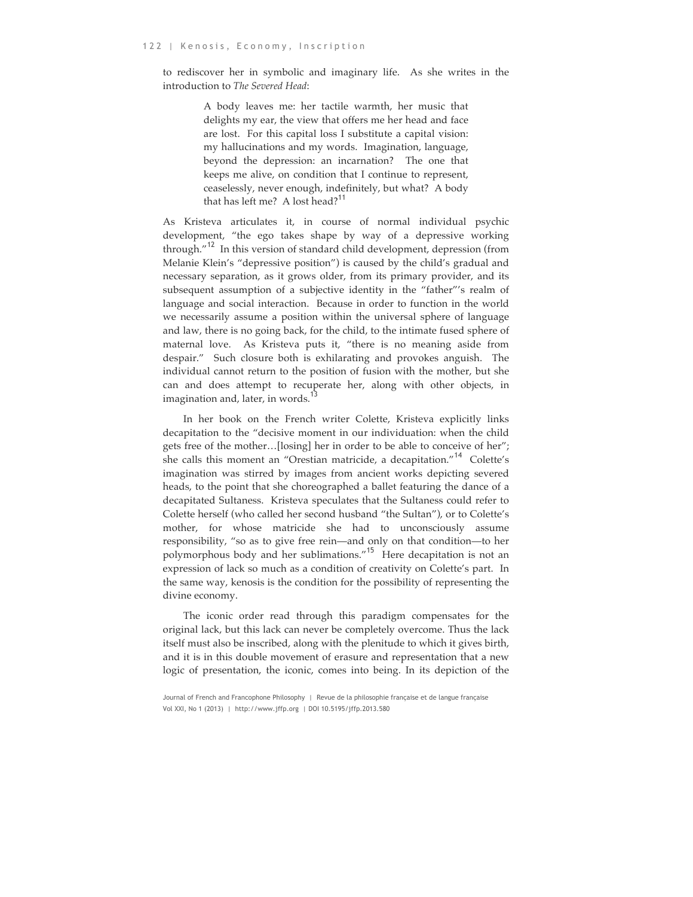to rediscover her in symbolic and imaginary life. As she writes in the introduction to *The Severed Head*:

> A body leaves me: her tactile warmth, her music that delights my ear, the view that offers me her head and face are lost. For this capital loss I substitute a capital vision: my hallucinations and my words. Imagination, language, beyond the depression: an incarnation? The one that keeps me alive, on condition that I continue to represent, ceaselessly, never enough, indefinitely, but what? A body that has left me? A lost head?[11]

As Kristeva articulates it, in course of normal individual psychic development, "the ego takes shape by way of a depressive working through."[12] In this version of standard child development, depression (from Melanie Klein's "depressive position") is caused by the child's gradual and necessary separation, as it grows older, from its primary provider, and its subsequent assumption of a subjective identity in the "father"'s realm of language and social interaction. Because in order to function in the world we necessarily assume a position within the universal sphere of language and law, there is no going back, for the child, to the intimate fused sphere of maternal love. As Kristeva puts it, "there is no meaning aside from despair." Such closure both is exhilarating and provokes anguish. The individual cannot return to the position of fusion with the mother, but she can and does attempt to recuperate her, along with other objects, in imagination and, later, in words.[13]

In her book on the French writer Colette, Kristeva explicitly links decapitation to the "decisive moment in our individuation: when the child gets free of the mother…[losing] her in order to be able to conceive of her"; she calls this moment an "Orestian matricide, a decapitation."[14] Colette's imagination was stirred by images from ancient works depicting severed heads, to the point that she choreographed a ballet featuring the dance of a decapitated Sultaness. Kristeva speculates that the Sultaness could refer to Colette herself (who called her second husband "the Sultan"), or to Colette's mother, for whose matricide she had to unconsciously assume responsibility, "so as to give free rein—and only on that condition—to her polymorphous body and her sublimations."[15] Here decapitation is not an expression of lack so much as a condition of creativity on Colette's part. In the same way, kenosis is the condition for the possibility of representing the divine economy.

The iconic order read through this paradigm compensates for the original lack, but this lack can never be completely overcome. Thus the lack itself must also be inscribed, along with the plenitude to which it gives birth, and it is in this double movement of erasure and representation that a new logic of presentation, the iconic, comes into being. In its depiction of the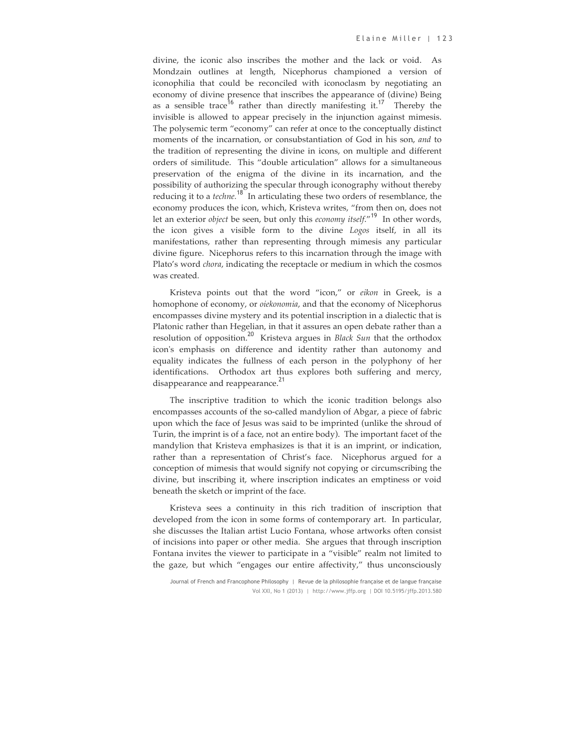divine, the iconic also inscribes the mother and the lack or void. As Mondzain outlines at length, Nicephorus championed a version of iconophilia that could be reconciled with iconoclasm by negotiating an economy of divine presence that inscribes the appearance of (divine) Being as a sensible trace[16] rather than directly manifesting it.[17] Thereby the invisible is allowed to appear precisely in the injunction against mimesis. The polysemic term "economy" can refer at once to the conceptually distinct moments of the incarnation, or consubstantiation of God in his son, *and* to the tradition of representing the divine in icons, on multiple and different orders of similitude. This "double articulation" allows for a simultaneous preservation of the enigma of the divine in its incarnation, and the possibility of authorizing the specular through iconography without thereby reducing it to a *techne.*[18] In articulating these two orders of resemblance, the economy produces the icon, which, Kristeva writes, "from then on, does not let an exterior *object* be seen, but only this *economy itself*."[19] In other words, the icon gives a visible form to the divine *Logos* itself, in all its manifestations, rather than representing through mimesis any particular divine figure. Nicephorus refers to this incarnation through the image with Plato's word *chora*, indicating the receptacle or medium in which the cosmos was created.

Kristeva points out that the word "icon," or *eikon* in Greek, is a homophone of economy, or *oiekonomia*, and that the economy of Nicephorus encompasses divine mystery and its potential inscription in a dialectic that is Platonic rather than Hegelian, in that it assures an open debate rather than a resolution of opposition.[20] Kristeva argues in *Black Sun* that the orthodox icon's emphasis on difference and identity rather than autonomy and equality indicates the fullness of each person in the polyphony of her identifications. Orthodox art thus explores both suffering and mercy, disappearance and reappearance.[21]

The inscriptive tradition to which the iconic tradition belongs also encompasses accounts of the so-called mandylion of Abgar, a piece of fabric upon which the face of Jesus was said to be imprinted (unlike the shroud of Turin, the imprint is of a face, not an entire body). The important facet of the mandylion that Kristeva emphasizes is that it is an imprint, or indication, rather than a representation of Christ's face. Nicephorus argued for a conception of mimesis that would signify not copying or circumscribing the divine, but inscribing it, where inscription indicates an emptiness or void beneath the sketch or imprint of the face.

Kristeva sees a continuity in this rich tradition of inscription that developed from the icon in some forms of contemporary art. In particular, she discusses the Italian artist Lucio Fontana, whose artworks often consist of incisions into paper or other media. She argues that through inscription Fontana invites the viewer to participate in a "visible" realm not limited to the gaze, but which "engages our entire affectivity," thus unconsciously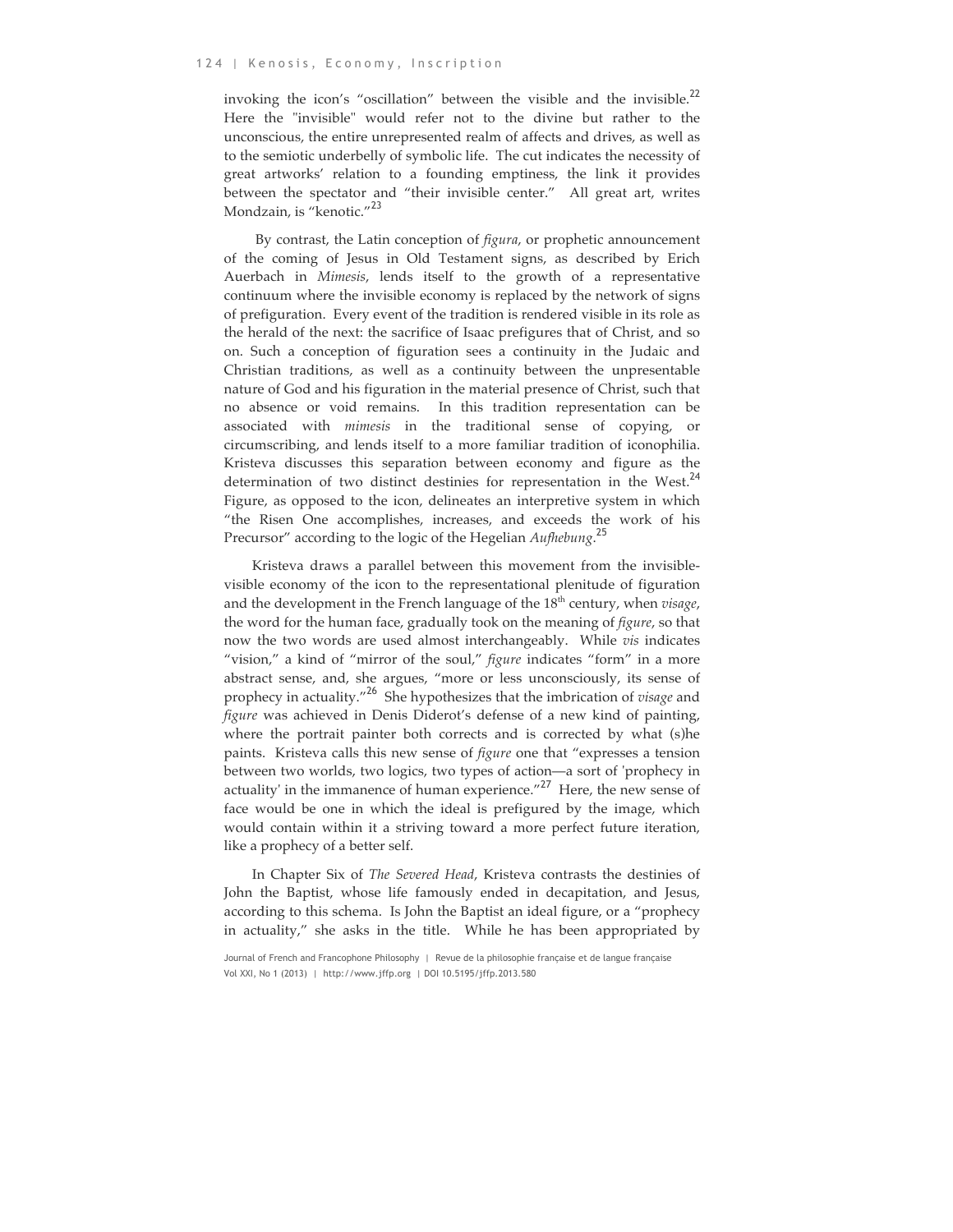invoking the icon's "oscillation" between the visible and the invisible.[22] Here the "invisible" would refer not to the divine but rather to the unconscious, the entire unrepresented realm of affects and drives, as well as to the semiotic underbelly of symbolic life. The cut indicates the necessity of great artworks' relation to a founding emptiness, the link it provides between the spectator and "their invisible center." All great art, writes Mondzain, is "kenotic."[23]

By contrast, the Latin conception of *figura*, or prophetic announcement of the coming of Jesus in Old Testament signs, as described by Erich Auerbach in *Mimesis*, lends itself to the growth of a representative continuum where the invisible economy is replaced by the network of signs of prefiguration. Every event of the tradition is rendered visible in its role as the herald of the next: the sacrifice of Isaac prefigures that of Christ, and so on. Such a conception of figuration sees a continuity in the Judaic and Christian traditions, as well as a continuity between the unpresentable nature of God and his figuration in the material presence of Christ, such that no absence or void remains. In this tradition representation can be associated with *mimesis* in the traditional sense of copying, or circumscribing, and lends itself to a more familiar tradition of iconophilia. Kristeva discusses this separation between economy and figure as the determination of two distinct destinies for representation in the West.[24] Figure, as opposed to the icon, delineates an interpretive system in which "the Risen One accomplishes, increases, and exceeds the work of his Precursor" according to the logic of the Hegelian *Aufhebung*.[25]

Kristeva draws a parallel between this movement from the invisible-visible economy of the icon to the representational plenitude of figuration and the development in the French language of the 18th century, when *visage*, the word for the human face, gradually took on the meaning of *figure*, so that now the two words are used almost interchangeably. While *vis* indicates "vision," a kind of "mirror of the soul," *figure* indicates "form" in a more abstract sense, and, she argues, "more or less unconsciously, its sense of prophecy in actuality."[26] She hypothesizes that the imbrication of *visage* and *figure* was achieved in Denis Diderot's defense of a new kind of painting, where the portrait painter both corrects and is corrected by what (s)he paints. Kristeva calls this new sense of *figure* one that "expresses a tension between two worlds, two logics, two types of action—a sort of 'prophecy in actuality' in the immanence of human experience."[27] Here, the new sense of face would be one in which the ideal is prefigured by the image, which would contain within it a striving toward a more perfect future iteration, like a prophecy of a better self.

In Chapter Six of *The Severed Head*, Kristeva contrasts the destinies of John the Baptist, whose life famously ended in decapitation, and Jesus, according to this schema. Is John the Baptist an ideal figure, or a "prophecy in actuality," she asks in the title. While he has been appropriated by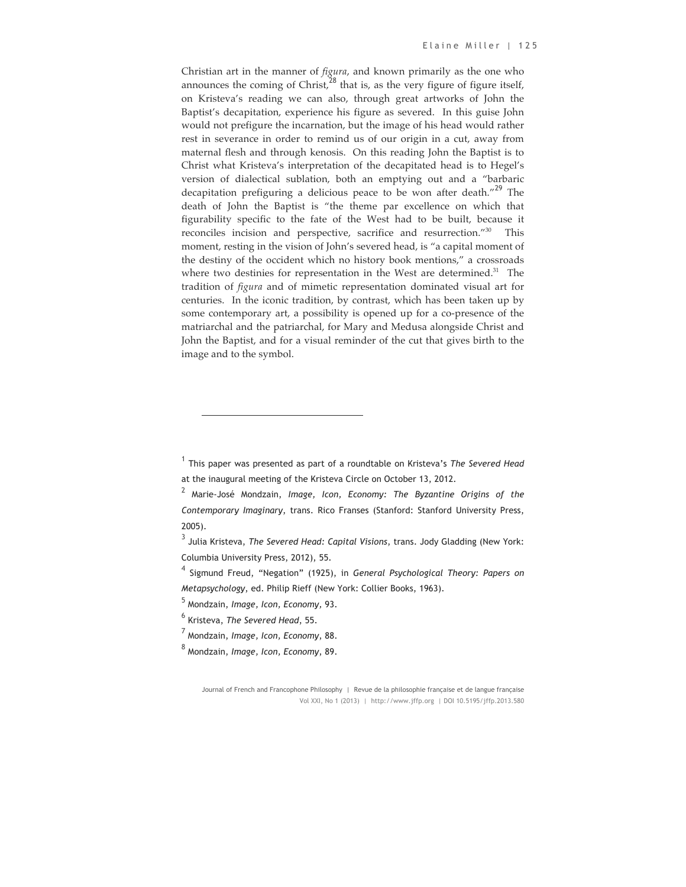Christian art in the manner of *figura*, and known primarily as the one who announces the coming of Christ,[28] that is, as the very figure of figure itself, on Kristeva's reading we can also, through great artworks of John the Baptist's decapitation, experience his figure as severed. In this guise John would not prefigure the incarnation, but the image of his head would rather rest in severance in order to remind us of our origin in a cut, away from maternal flesh and through kenosis. On this reading John the Baptist is to Christ what Kristeva's interpretation of the decapitated head is to Hegel's version of dialectical sublation, both an emptying out and a "barbaric decapitation prefiguring a delicious peace to be won after death."[29] The death of John the Baptist is "the theme par excellence on which that figurability specific to the fate of the West had to be built, because it reconciles incision and perspective, sacrifice and resurrection."[30] This moment, resting in the vision of John's severed head, is "a capital moment of the destiny of the occident which no history book mentions," a crossroads where two destinies for representation in the West are determined.[31] The tradition of *figura* and of mimetic representation dominated visual art for centuries. In the iconic tradition, by contrast, which has been taken up by some contemporary art, a possibility is opened up for a co-presence of the matriarchal and the patriarchal, for Mary and Medusa alongside Christ and John the Baptist, and for a visual reminder of the cut that gives birth to the image and to the symbol.

---

[1] This paper was presented as part of a roundtable on Kristeva's *The Severed Head* at the inaugural meeting of the Kristeva Circle on October 13, 2012.

[2] Marie-José Mondzain, *Image, Icon, Economy: The Byzantine Origins of the Contemporary Imaginary*, trans. Rico Franses (Stanford: Stanford University Press, 2005).

[3] Julia Kristeva, *The Severed Head: Capital Visions*, trans. Jody Gladding (New York: Columbia University Press, 2012), 55.

[4] Sigmund Freud, "Negation" (1925), in *General Psychological Theory: Papers on Metapsychology*, ed. Philip Rieff (New York: Collier Books, 1963).

[5] Mondzain, *Image, Icon, Economy*, 93.

[6] Kristeva, *The Severed Head*, 55.

[7] Mondzain, *Image, Icon, Economy*, 88.

[8] Mondzain, *Image, Icon, Economy*, 89.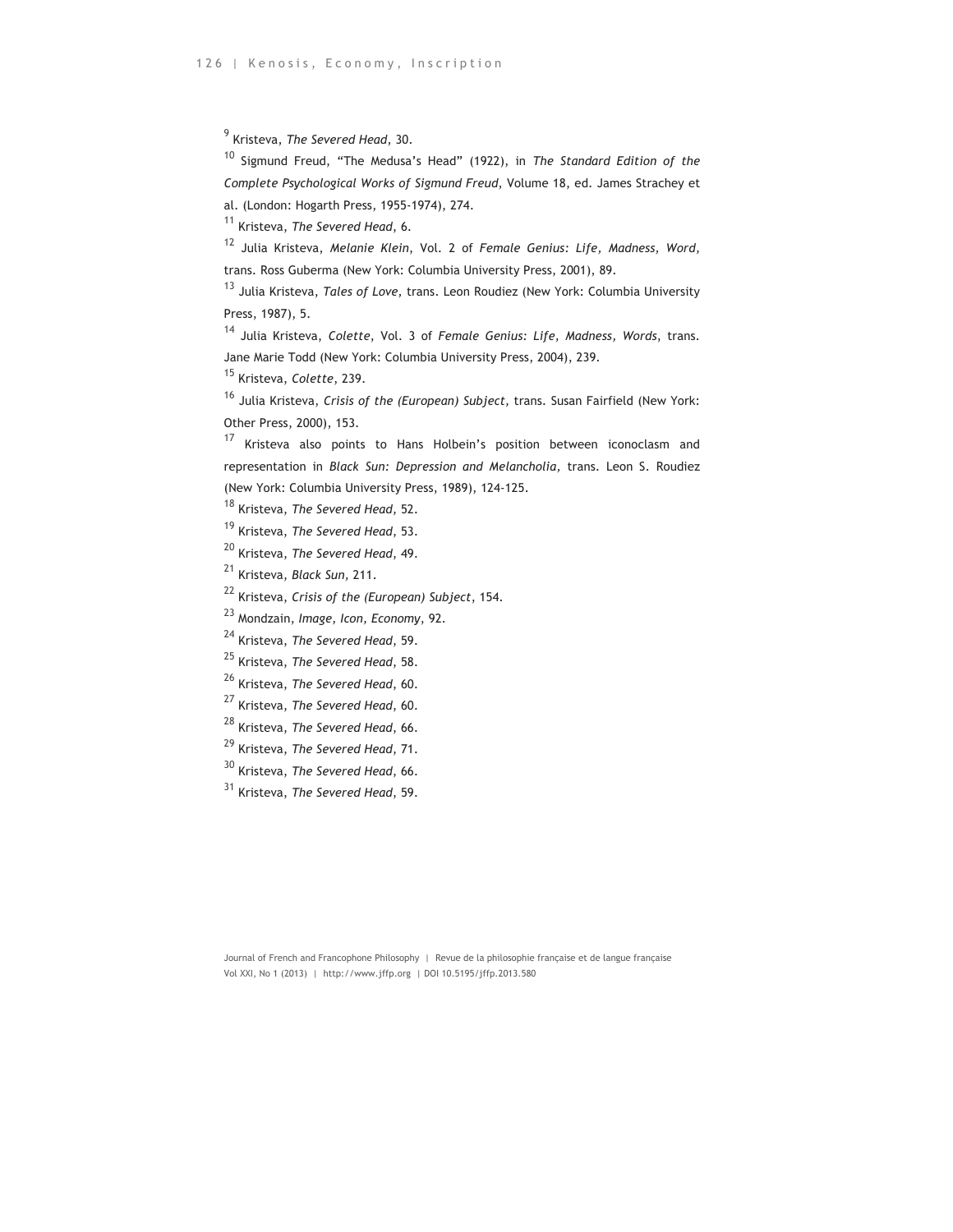[9] Kristeva, *The Severed Head*, 30.

[10] Sigmund Freud, "The Medusa's Head" (1922), in *The Standard Edition of the Complete Psychological Works of Sigmund Freud*, Volume 18, ed. James Strachey et al. (London: Hogarth Press, 1955-1974), 274.

[11] Kristeva, *The Severed Head*, 6.

[12] Julia Kristeva, *Melanie Klein*, Vol. 2 of *Female Genius: Life, Madness, Word,* trans. Ross Guberma (New York: Columbia University Press, 2001), 89.

[13] Julia Kristeva, *Tales of Love,* trans. Leon Roudiez (New York: Columbia University Press, 1987), 5.

[14] Julia Kristeva, *Colette*, Vol. 3 of *Female Genius: Life, Madness, Words*, trans. Jane Marie Todd (New York: Columbia University Press, 2004), 239.

[15] Kristeva, *Colette*, 239.

[16] Julia Kristeva, *Crisis of the (European) Subject,* trans. Susan Fairfield (New York: Other Press, 2000), 153.

[17] Kristeva also points to Hans Holbein's position between iconoclasm and representation in *Black Sun: Depression and Melancholia,* trans. Leon S. Roudiez (New York: Columbia University Press, 1989), 124-125.

[18] Kristeva, *The Severed Head,* 52.

[19] Kristeva, *The Severed Head*, 53.

[20] Kristeva, *The Severed Head*, 49.

[21] Kristeva, *Black Sun,* 211.

[22] Kristeva, *Crisis of the (European) Subject*, 154.

[23] Mondzain, *Image, Icon, Economy*, 92.

[24] Kristeva, *The Severed Head*, 59.

[25] Kristeva, *The Severed Head*, 58.

[26] Kristeva, *The Severed Head*, 60.

[27] Kristeva, *The Severed Head*, 60.

[28] Kristeva, *The Severed Head*, 66.

[29] Kristeva, *The Severed Head*, 71.

[30] Kristeva, *The Severed Head*, 66.

[31] Kristeva, *The Severed Head*, 59.